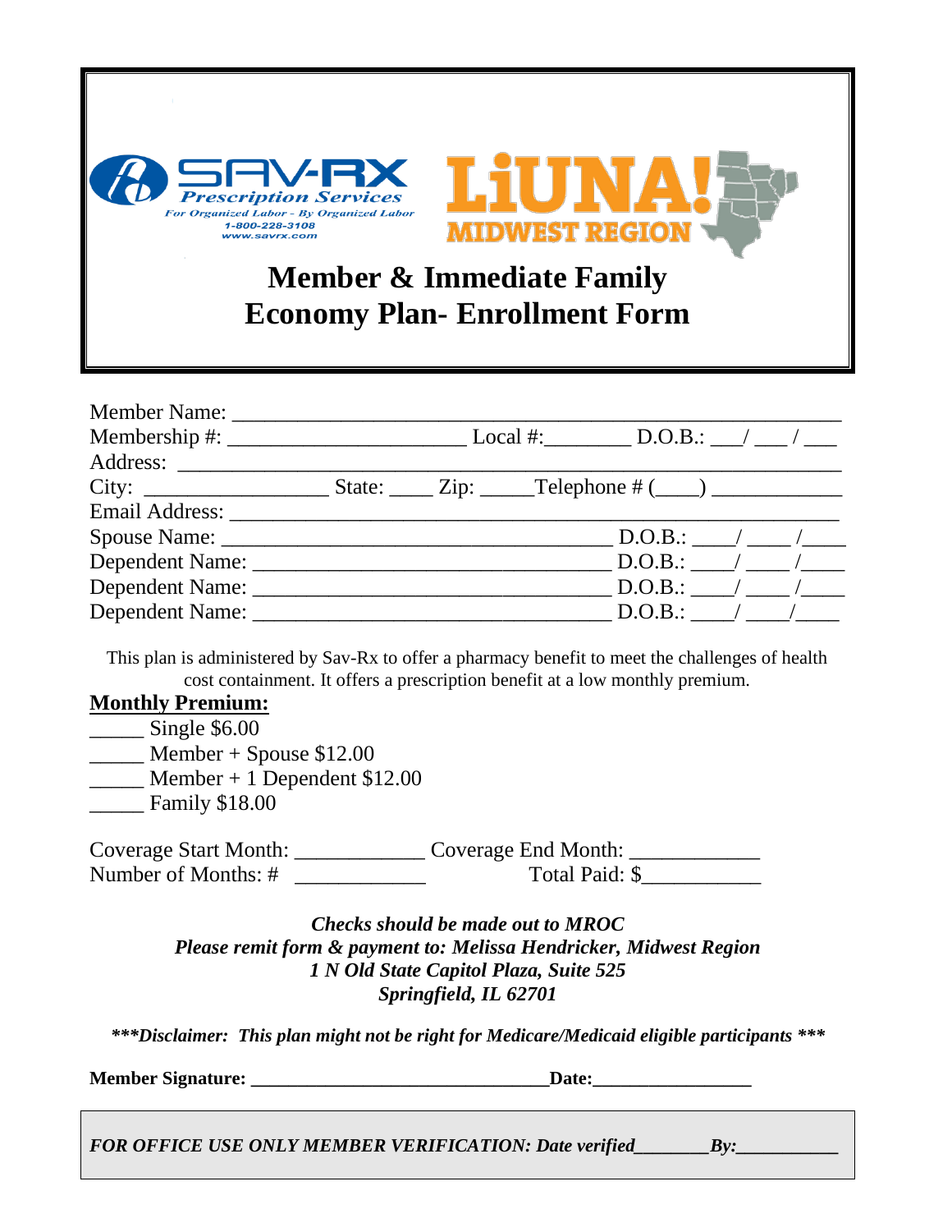SAV-RX Prescription Services
For Organized Labor - By Organized Labor
1-800-228-3108
www.savrx.com

LiUNA! MIDWEST REGION

# Member & Immediate Family Economy Plan- Enrollment Form

Member Name: ____________________________________________________________

Membership #: _______________________ Local #:________ D.O.B.: ___/ ___ / ___

Address: ________________________________________________________________

City: _________________ State: ____ Zip: _____Telephone # (____) ____________

Email Address: ___________________________________________________________

Spouse Name: _____________________________________ D.O.B.: ____/ ____ /____

Dependent Name: __________________________________ D.O.B.: ____/ ____ /____

Dependent Name: __________________________________ D.O.B.: ____/ ____ /____

Dependent Name: __________________________________ D.O.B.: ____/ ____ /____

This plan is administered by Sav-Rx to offer a pharmacy benefit to meet the challenges of health cost containment. It offers a prescription benefit at a low monthly premium.

**Monthly Premium:**

_____ Single $6.00
_____ Member + Spouse $12.00
_____ Member + 1 Dependent $12.00
_____ Family $18.00

Coverage Start Month: ____________ Coverage End Month: ____________

Number of Months: # ____________ Total Paid: $___________

***Checks should be made out to MROC***
***Please remit form & payment to: Melissa Hendricker, Midwest Region***
***1 N Old State Capitol Plaza, Suite 525***
***Springfield, IL 62701***

****\*\*\*Disclaimer: This plan might not be right for Medicare/Medicaid eligible participants \*\*\****

**Member Signature: ________________________________Date:_________________**

***FOR OFFICE USE ONLY MEMBER VERIFICATION: Date verified________By:___________***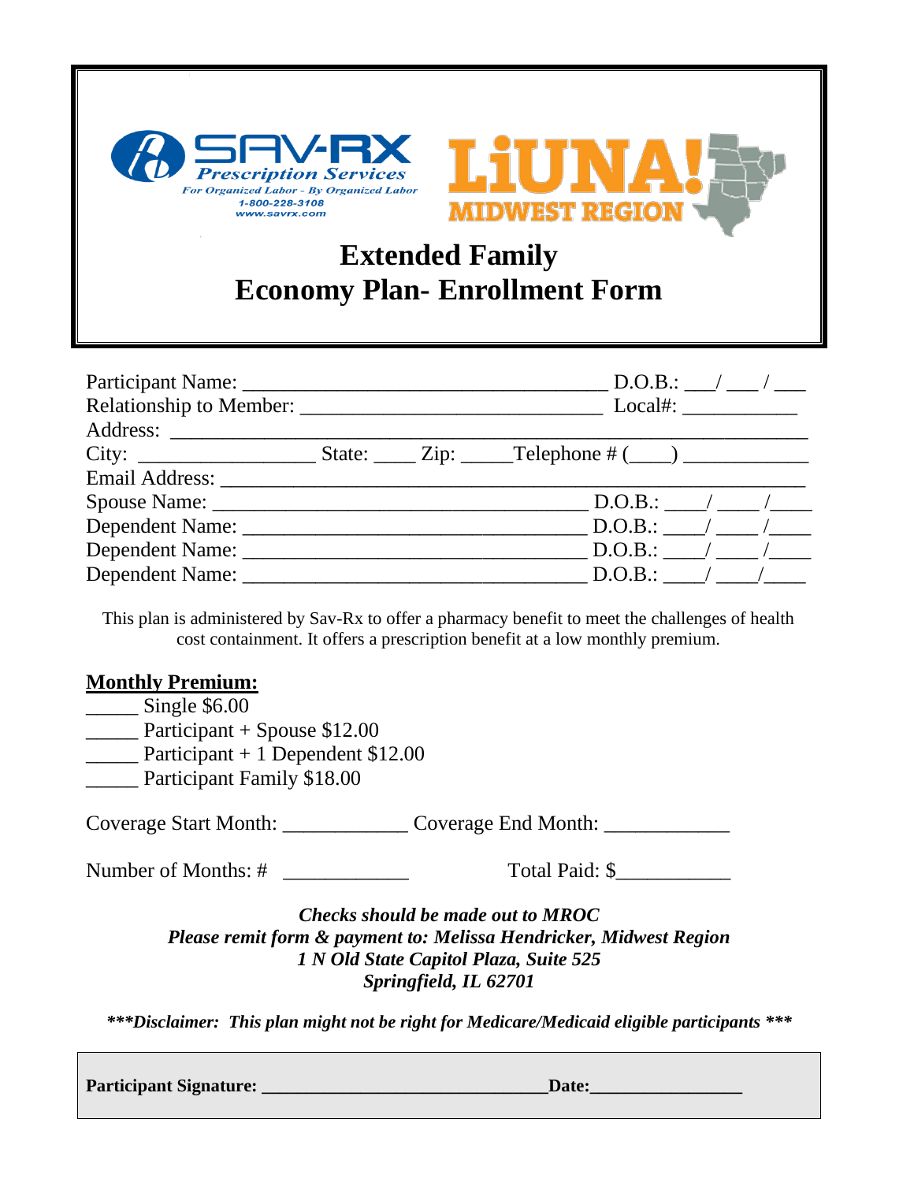SAV-RX Prescription Services
For Organized Labor - By Organized Labor
1-800-228-3108
www.savrx.com

LiUNA! MIDWEST REGION

# Extended Family
# Economy Plan- Enrollment Form

Participant Name: ___________________________________ D.O.B.: ___/ ___ / ___
Relationship to Member: _____________________________ Local#: ___________
Address: _______________________________________________________________
City: _________________ State: ____ Zip: _____Telephone # (____) ____________
Email Address: _________________________________________________________
Spouse Name: ___________________________________ D.O.B.: ____/ ____ /____
Dependent Name: _________________________________ D.O.B.: ____/ ____ /____
Dependent Name: _________________________________ D.O.B.: ____/ ____ /____
Dependent Name: _________________________________ D.O.B.: ____/ ____/____

This plan is administered by Sav-Rx to offer a pharmacy benefit to meet the challenges of health cost containment. It offers a prescription benefit at a low monthly premium.

**Monthly Premium:**

_____ Single $6.00
_____ Participant + Spouse $12.00
_____ Participant + 1 Dependent $12.00
_____ Participant Family $18.00

Coverage Start Month: ____________ Coverage End Month: ____________

Number of Months: # ____________ Total Paid: $___________

***Checks should be made out to MROC***
***Please remit form & payment to: Melissa Hendricker, Midwest Region***
***1 N Old State Capitol Plaza, Suite 525***
***Springfield, IL 62701***

****Disclaimer: This plan might not be right for Medicare/Medicaid eligible participants ****

**Participant Signature: _______________________________Date:________________**